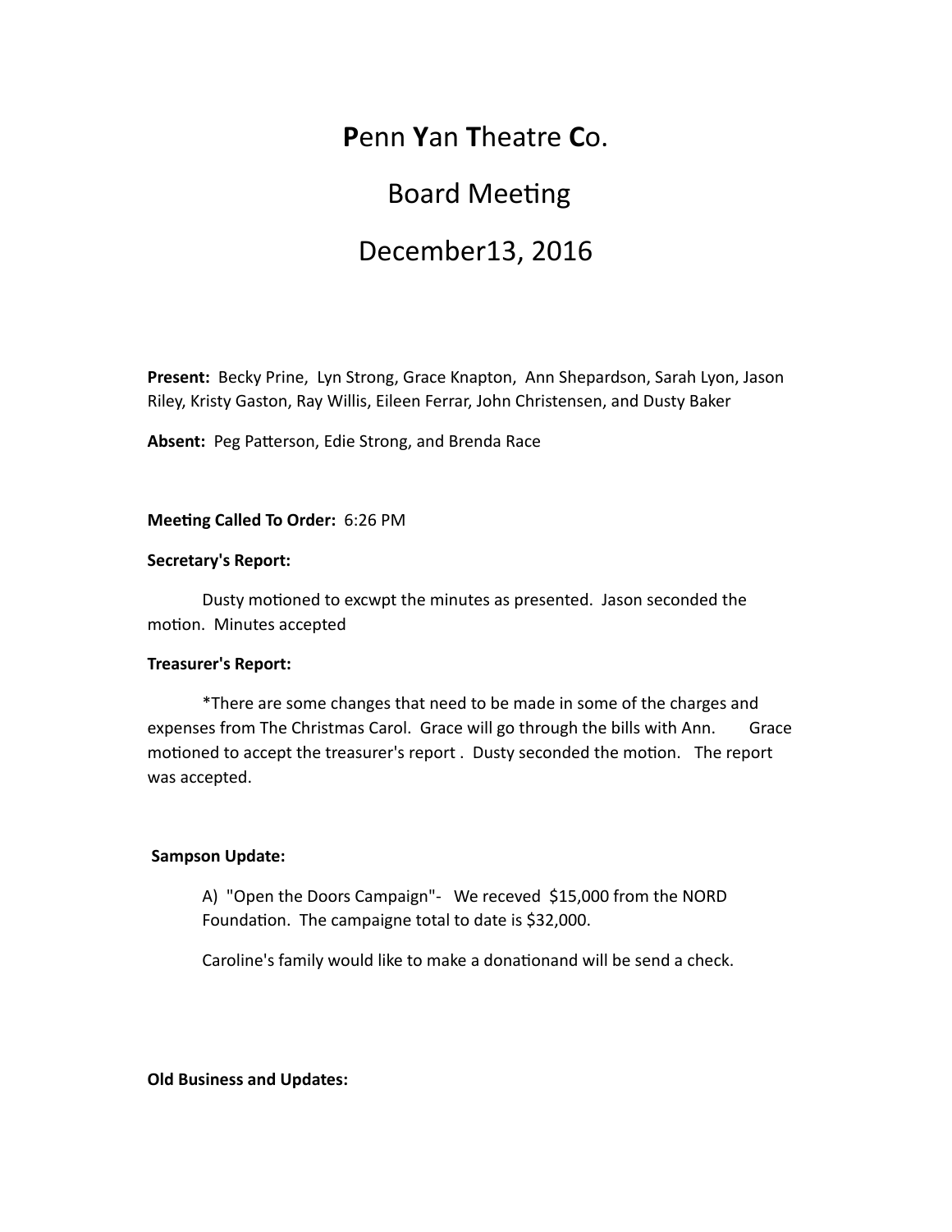# **P**enn **Y**an **T**heatre **C**o.

## Board Meeting

## December13, 2016

**Present:** Becky Prine, Lyn Strong, Grace Knapton, Ann Shepardson, Sarah Lyon, Jason Riley, Kristy Gaston, Ray Willis, Eileen Ferrar, John Christensen, and Dusty Baker

**Absent:** Peg Patterson, Edie Strong, and Brenda Race

**Meeting Called To Order:** 6:26 PM

**Secretary's Report:**

Dusty motioned to excwpt the minutes as presented. Jason seconded the motion. Minutes accepted

**Treasurer's Report:**

*There are some changes that need to be made in some of the charges and expenses from The Christmas Carol. Grace will go through the bills with Ann. Grace motioned to accept the treasurer's report . Dusty seconded the motion. The report was accepted.

**Sampson Update:**

A) "Open the Doors Campaign"- We receved $15,000 from the NORD Foundation. The campaigne total to date is $32,000.

Caroline's family would like to make a donationand will be send a check.

**Old Business and Updates:**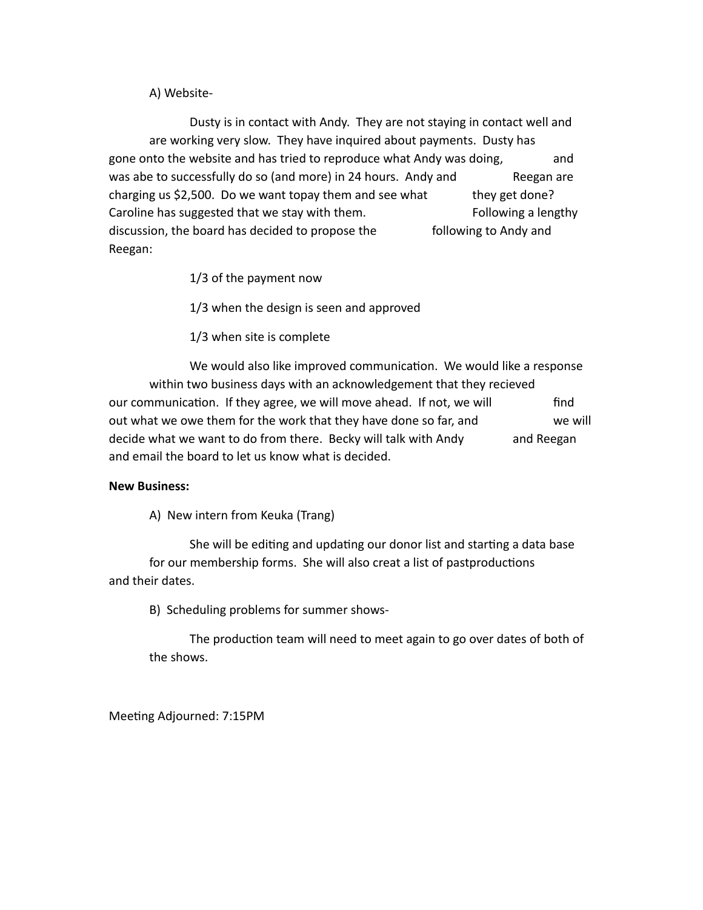A) Website-

Dusty is in contact with Andy. They are not staying in contact well and are working very slow. They have inquired about payments. Dusty has gone onto the website and has tried to reproduce what Andy was doing, and was abe to successfully do so (and more) in 24 hours. Andy and Reegan are charging us $2,500. Do we want topay them and see what they get done? Caroline has suggested that we stay with them. Following a lengthy discussion, the board has decided to propose the following to Andy and Reegan:

1/3 of the payment now

1/3 when the design is seen and approved

1/3 when site is complete

We would also like improved communication. We would like a response within two business days with an acknowledgement that they recieved our communication. If they agree, we will move ahead. If not, we will find out what we owe them for the work that they have done so far, and we will decide what we want to do from there. Becky will talk with Andy and Reegan and email the board to let us know what is decided.

**New Business:**

A) New intern from Keuka (Trang)

She will be editing and updating our donor list and starting a data base for our membership forms. She will also creat a list of pastproductions and their dates.

B) Scheduling problems for summer shows-

The production team will need to meet again to go over dates of both of the shows.

Meeting Adjourned: 7:15PM